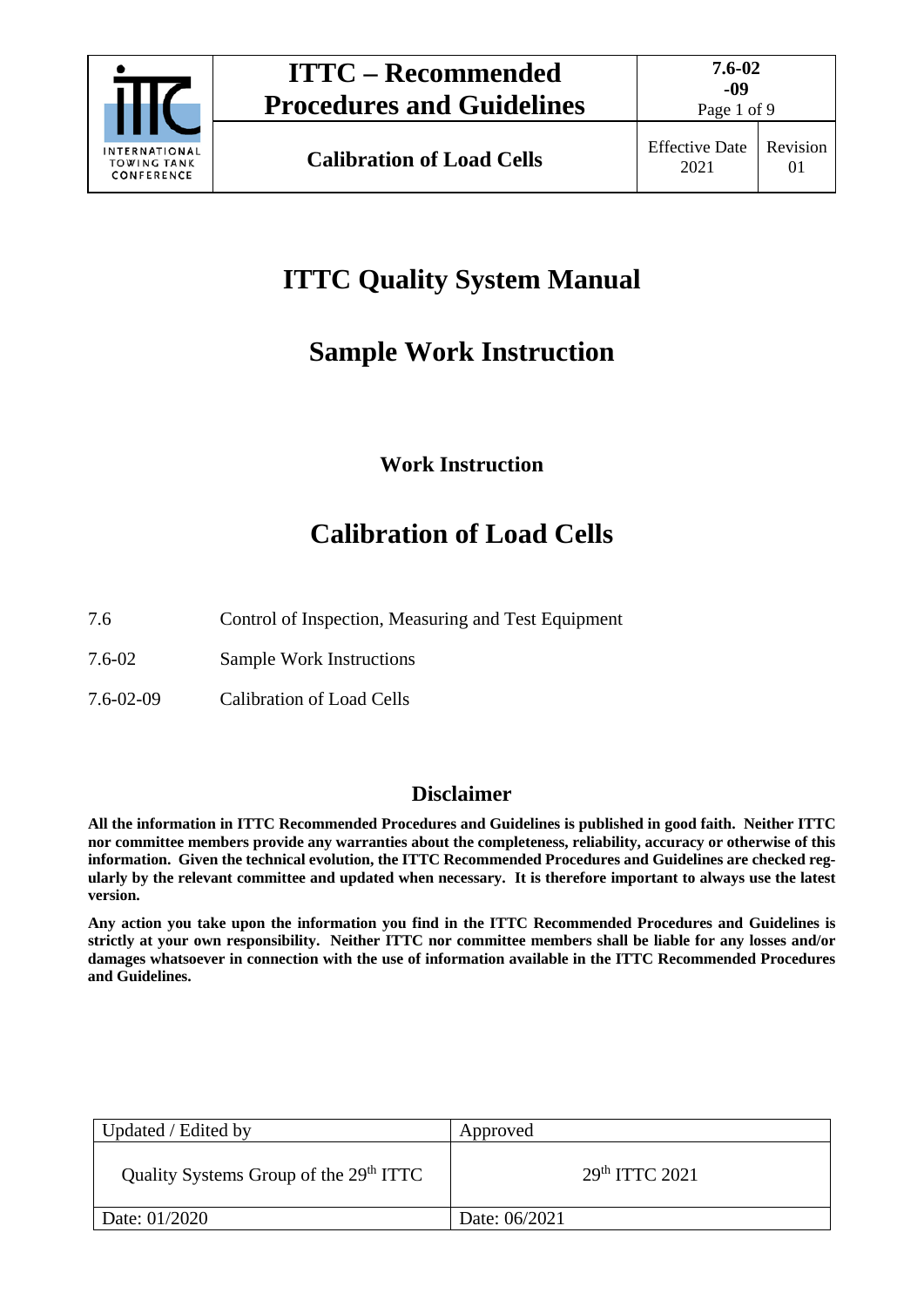# ITTC Quality System Manual

# Sample Work Instruction

### Work Instruction

# Calibration of Load Cells

7.6 Control of Inspection, Measuring and Test Equipment

7.6-02 Sample Work Instructions

7.6-02-09 Calibration of Load Cells

## Disclaimer

**All the information in ITTC Recommended Procedures and Guidelines is published in good faith. Neither ITTC nor committee members provide any warranties about the completeness, reliability, accuracy or otherwise of this information. Given the technical evolution, the ITTC Recommended Procedures and Guidelines are checked regularly by the relevant committee and updated when necessary. It is therefore important to always use the latest version.**

**Any action you take upon the information you find in the ITTC Recommended Procedures and Guidelines is strictly at your own responsibility. Neither ITTC nor committee members shall be liable for any losses and/or damages whatsoever in connection with the use of information available in the ITTC Recommended Procedures and Guidelines.**

| Updated / Edited by | Approved |
|---|---|
| Quality Systems Group of the 29th ITTC | 29th ITTC 2021 |
| Date: 01/2020 | Date: 06/2021 |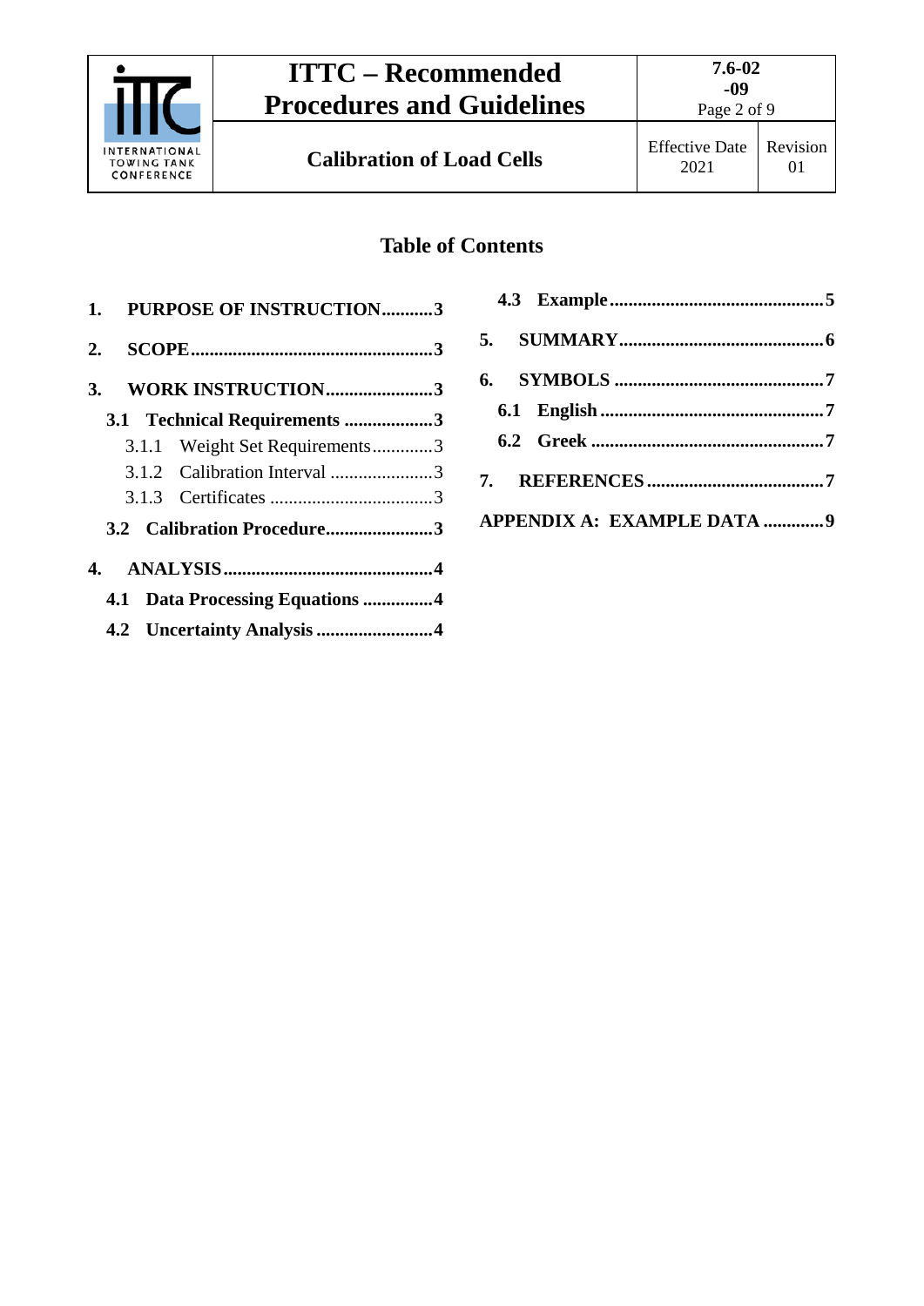## Table of Contents

1. **PURPOSE OF INSTRUCTION...........3**
2. **SCOPE...................................................3**
3. **WORK INSTRUCTION.......................3**
   - **3.1 Technical Requirements ...................3**
     - 3.1.1 Weight Set Requirements.............3
     - 3.1.2 Calibration Interval ......................3
     - 3.1.3 Certificates ...................................3
   - **3.2 Calibration Procedure.......................3**
4. **ANALYSIS.............................................4**
   - **4.1 Data Processing Equations ...............4**
   - **4.2 Uncertainty Analysis .........................4**
   - **4.3 Example..............................................5**
5. **SUMMARY............................................6**
6. **SYMBOLS .............................................7**
   - **6.1 English ................................................7**
   - **6.2 Greek ..................................................7**
7. **REFERENCES......................................7**

**APPENDIX A: EXAMPLE DATA .............9**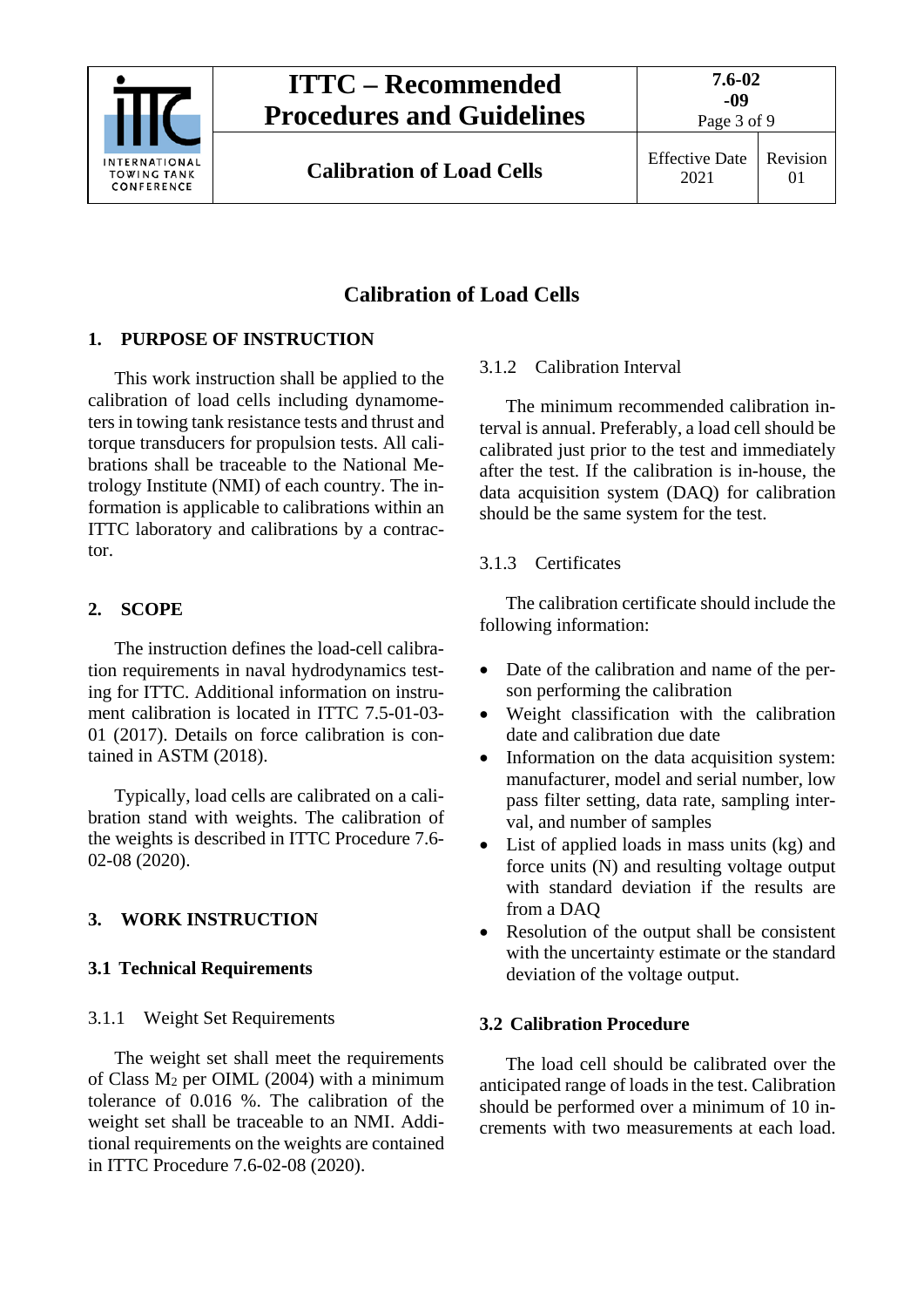# Calibration of Load Cells

## 1. PURPOSE OF INSTRUCTION

This work instruction shall be applied to the calibration of load cells including dynamometers in towing tank resistance tests and thrust and torque transducers for propulsion tests. All calibrations shall be traceable to the National Metrology Institute (NMI) of each country. The information is applicable to calibrations within an ITTC laboratory and calibrations by a contractor.

## 2. SCOPE

The instruction defines the load-cell calibration requirements in naval hydrodynamics testing for ITTC. Additional information on instrument calibration is located in ITTC 7.5-01-03-01 (2017). Details on force calibration is contained in ASTM (2018).

Typically, load cells are calibrated on a calibration stand with weights. The calibration of the weights is described in ITTC Procedure 7.6-02-08 (2020).

## 3. WORK INSTRUCTION

### 3.1 Technical Requirements

#### 3.1.1 Weight Set Requirements

The weight set shall meet the requirements of Class $M_2$ per OIML (2004) with a minimum tolerance of 0.016 %. The calibration of the weight set shall be traceable to an NMI. Additional requirements on the weights are contained in ITTC Procedure 7.6-02-08 (2020).

#### 3.1.2 Calibration Interval

The minimum recommended calibration interval is annual. Preferably, a load cell should be calibrated just prior to the test and immediately after the test. If the calibration is in-house, the data acquisition system (DAQ) for calibration should be the same system for the test.

#### 3.1.3 Certificates

The calibration certificate should include the following information:

- Date of the calibration and name of the person performing the calibration
- Weight classification with the calibration date and calibration due date
- Information on the data acquisition system: manufacturer, model and serial number, low pass filter setting, data rate, sampling interval, and number of samples
- List of applied loads in mass units (kg) and force units (N) and resulting voltage output with standard deviation if the results are from a DAQ
- Resolution of the output shall be consistent with the uncertainty estimate or the standard deviation of the voltage output.

### 3.2 Calibration Procedure

The load cell should be calibrated over the anticipated range of loads in the test. Calibration should be performed over a minimum of 10 increments with two measurements at each load.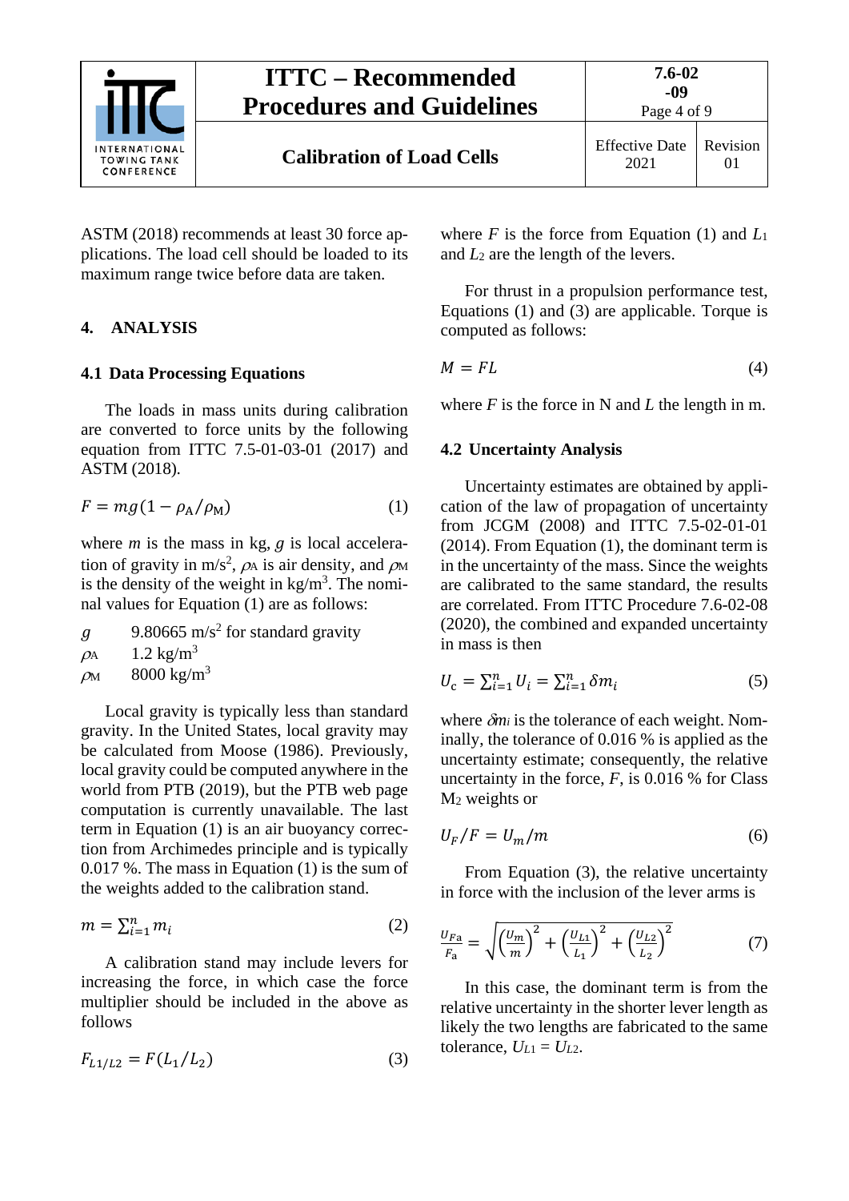ASTM (2018) recommends at least 30 force applications. The load cell should be loaded to its maximum range twice before data are taken.

## 4. ANALYSIS

### 4.1 Data Processing Equations

The loads in mass units during calibration are converted to force units by the following equation from ITTC 7.5-01-03-01 (2017) and ASTM (2018).

$$F = mg(1 - \rho_A/\rho_M) \tag{1}$$

where $m$ is the mass in kg, $g$ is local acceleration of gravity in m/s$^2$, $\rho_A$ is air density, and $\rho_M$ is the density of the weight in kg/m$^3$. The nominal values for Equation (1) are as follows:

- $g$ — 9.80665 m/s$^2$ for standard gravity
- $\rho_A$ — 1.2 kg/m$^3$
- $\rho_M$ — 8000 kg/m$^3$

Local gravity is typically less than standard gravity. In the United States, local gravity may be calculated from Moose (1986). Previously, local gravity could be computed anywhere in the world from PTB (2019), but the PTB web page computation is currently unavailable. The last term in Equation (1) is an air buoyancy correction from Archimedes principle and is typically 0.017 %. The mass in Equation (1) is the sum of the weights added to the calibration stand.

$$m = \sum_{i=1}^{n} m_i \tag{2}$$

A calibration stand may include levers for increasing the force, in which case the force multiplier should be included in the above as follows

$$F_{L1/L2} = F(L_1/L_2) \tag{3}$$

where $F$ is the force from Equation (1) and $L_1$ and $L_2$ are the length of the levers.

For thrust in a propulsion performance test, Equations (1) and (3) are applicable. Torque is computed as follows:

$$M = FL \tag{4}$$

where $F$ is the force in N and $L$ the length in m.

### 4.2 Uncertainty Analysis

Uncertainty estimates are obtained by application of the law of propagation of uncertainty from JCGM (2008) and ITTC 7.5-02-01-01 (2014). From Equation (1), the dominant term is in the uncertainty of the mass. Since the weights are calibrated to the same standard, the results are correlated. From ITTC Procedure 7.6-02-08 (2020), the combined and expanded uncertainty in mass is then

$$U_c = \sum_{i=1}^{n} U_i = \sum_{i=1}^{n} \delta m_i \tag{5}$$

where $\delta m_i$ is the tolerance of each weight. Nominally, the tolerance of 0.016 % is applied as the uncertainty estimate; consequently, the relative uncertainty in the force, $F$, is 0.016 % for Class $M_2$ weights or

$$U_F/F = U_m/m \tag{6}$$

From Equation (3), the relative uncertainty in force with the inclusion of the lever arms is

$$\frac{U_{Fa}}{F_a} = \sqrt{\left(\frac{U_m}{m}\right)^2 + \left(\frac{U_{L1}}{L_1}\right)^2 + \left(\frac{U_{L2}}{L_2}\right)^2} \tag{7}$$

In this case, the dominant term is from the relative uncertainty in the shorter lever length as likely the two lengths are fabricated to the same tolerance, $U_{L1} = U_{L2}$.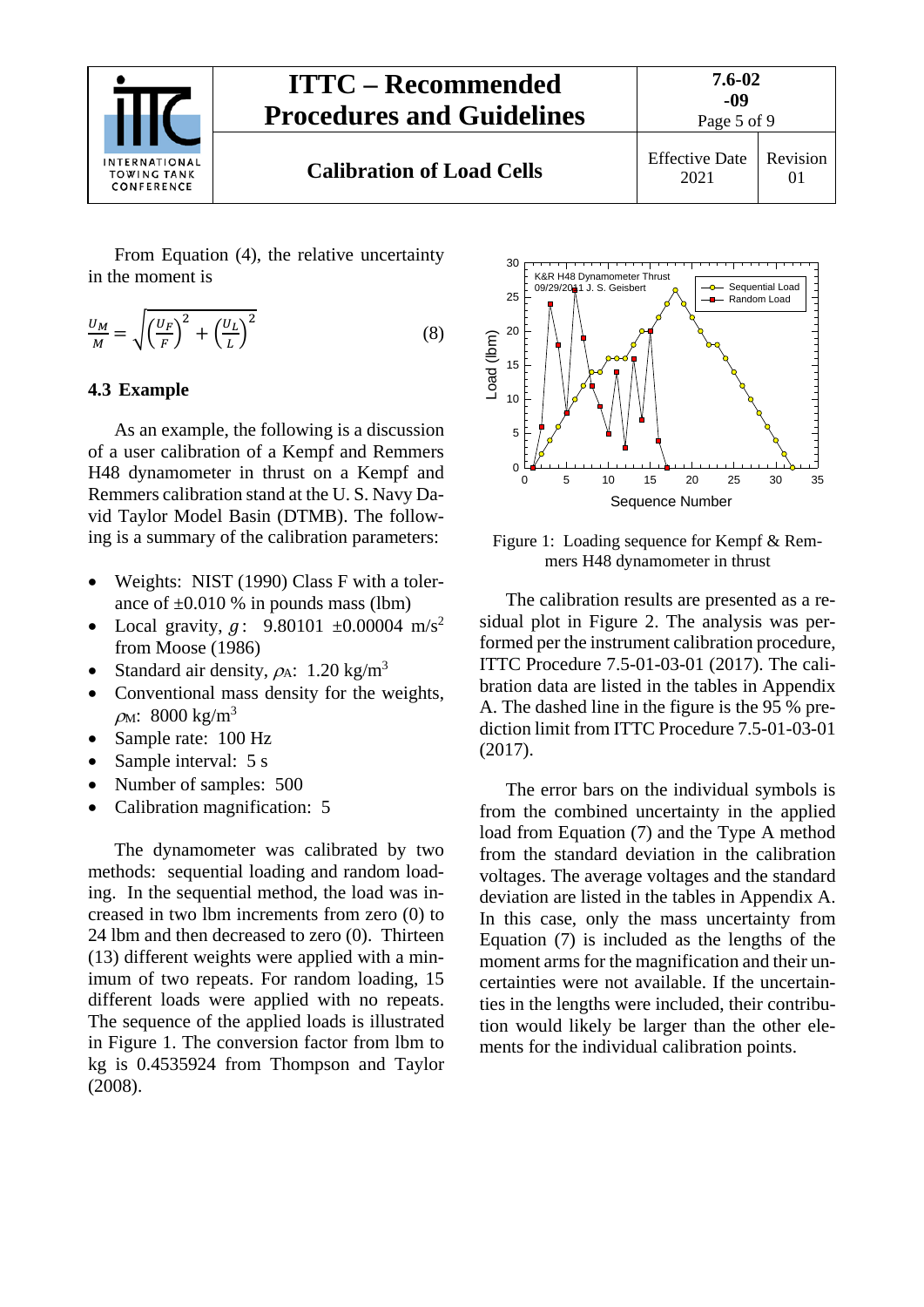From Equation (4), the relative uncertainty in the moment is

$$\frac{U_M}{M} = \sqrt{\left(\frac{U_F}{F}\right)^2 + \left(\frac{U_L}{L}\right)^2} \tag{8}$$

### 4.3 Example

As an example, the following is a discussion of a user calibration of a Kempf and Remmers H48 dynamometer in thrust on a Kempf and Remmers calibration stand at the U. S. Navy David Taylor Model Basin (DTMB). The following is a summary of the calibration parameters:

- Weights: NIST (1990) Class F with a tolerance of ±0.010 % in pounds mass (lbm)
- Local gravity, $g$: 9.80101 ±0.00004 m/s$^2$ from Moose (1986)
- Standard air density, $\rho_A$: 1.20 kg/m$^3$
- Conventional mass density for the weights, $\rho_M$: 8000 kg/m$^3$
- Sample rate: 100 Hz
- Sample interval: 5 s
- Number of samples: 500
- Calibration magnification: 5

The dynamometer was calibrated by two methods: sequential loading and random loading. In the sequential method, the load was increased in two lbm increments from zero (0) to 24 lbm and then decreased to zero (0). Thirteen (13) different weights were applied with a minimum of two repeats. For random loading, 15 different loads were applied with no repeats. The sequence of the applied loads is illustrated in Figure 1. The conversion factor from lbm to kg is 0.4535924 from Thompson and Taylor (2008).

Figure 1: Loading sequence for Kempf & Remmers H48 dynamometer in thrust

The calibration results are presented as a residual plot in Figure 2. The analysis was performed per the instrument calibration procedure, ITTC Procedure 7.5-01-03-01 (2017). The calibration data are listed in the tables in Appendix A. The dashed line in the figure is the 95 % prediction limit from ITTC Procedure 7.5-01-03-01 (2017).

The error bars on the individual symbols is from the combined uncertainty in the applied load from Equation (7) and the Type A method from the standard deviation in the calibration voltages. The average voltages and the standard deviation are listed in the tables in Appendix A. In this case, only the mass uncertainty from Equation (7) is included as the lengths of the moment arms for the magnification and their uncertainties were not available. If the uncertainties in the lengths were included, their contribution would likely be larger than the other elements for the individual calibration points.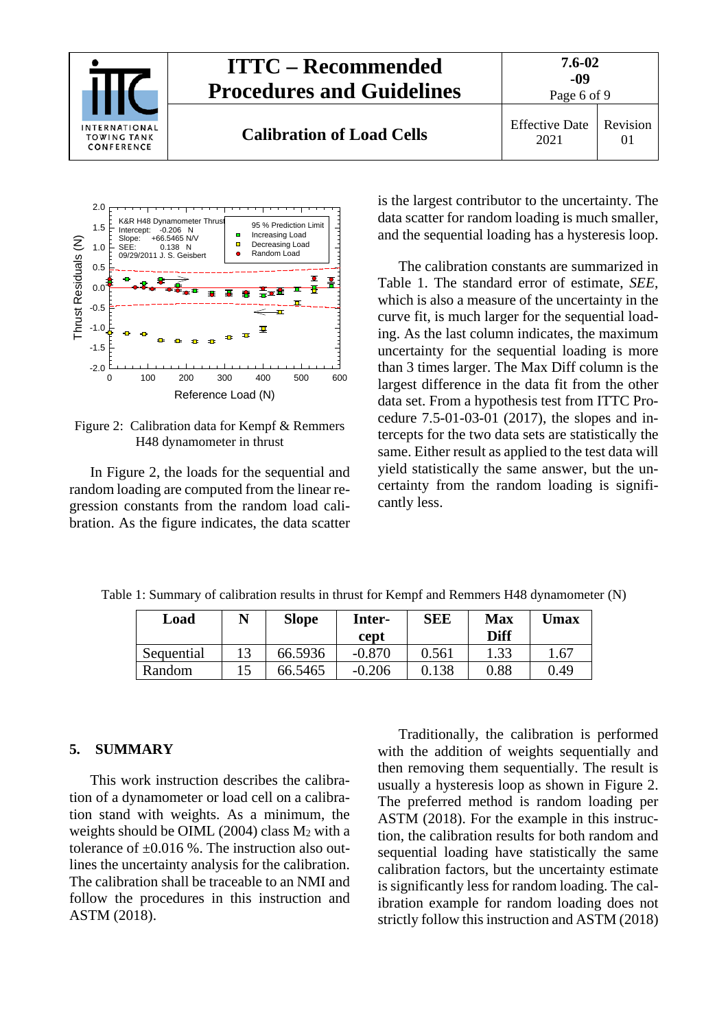Figure 2: Calibration data for Kempf & Remmers H48 dynamometer in thrust

In Figure 2, the loads for the sequential and random loading are computed from the linear regression constants from the random load calibration. As the figure indicates, the data scatter is the largest contributor to the uncertainty. The data scatter for random loading is much smaller, and the sequential loading has a hysteresis loop.

The calibration constants are summarized in Table 1. The standard error of estimate, *SEE*, which is also a measure of the uncertainty in the curve fit, is much larger for the sequential loading. As the last column indicates, the maximum uncertainty for the sequential loading is more than 3 times larger. The Max Diff column is the largest difference in the data fit from the other data set. From a hypothesis test from ITTC Procedure 7.5-01-03-01 (2017), the slopes and intercepts for the two data sets are statistically the same. Either result as applied to the test data will yield statistically the same answer, but the uncertainty from the random loading is significantly less.

Table 1: Summary of calibration results in thrust for Kempf and Remmers H48 dynamometer (N)

| Load | N | Slope | Inter-cept | SEE | Max Diff | Umax |
|---|---|---|---|---|---|---|
| Sequential | 13 | 66.5936 | -0.870 | 0.561 | 1.33 | 1.67 |
| Random | 15 | 66.5465 | -0.206 | 0.138 | 0.88 | 0.49 |

## 5. SUMMARY

This work instruction describes the calibration of a dynamometer or load cell on a calibration stand with weights. As a minimum, the weights should be OIML (2004) class $M_2$ with a tolerance of ±0.016 %. The instruction also outlines the uncertainty analysis for the calibration. The calibration shall be traceable to an NMI and follow the procedures in this instruction and ASTM (2018).

Traditionally, the calibration is performed with the addition of weights sequentially and then removing them sequentially. The result is usually a hysteresis loop as shown in Figure 2. The preferred method is random loading per ASTM (2018). For the example in this instruction, the calibration results for both random and sequential loading have statistically the same calibration factors, but the uncertainty estimate is significantly less for random loading. The calibration example for random loading does not strictly follow this instruction and ASTM (2018)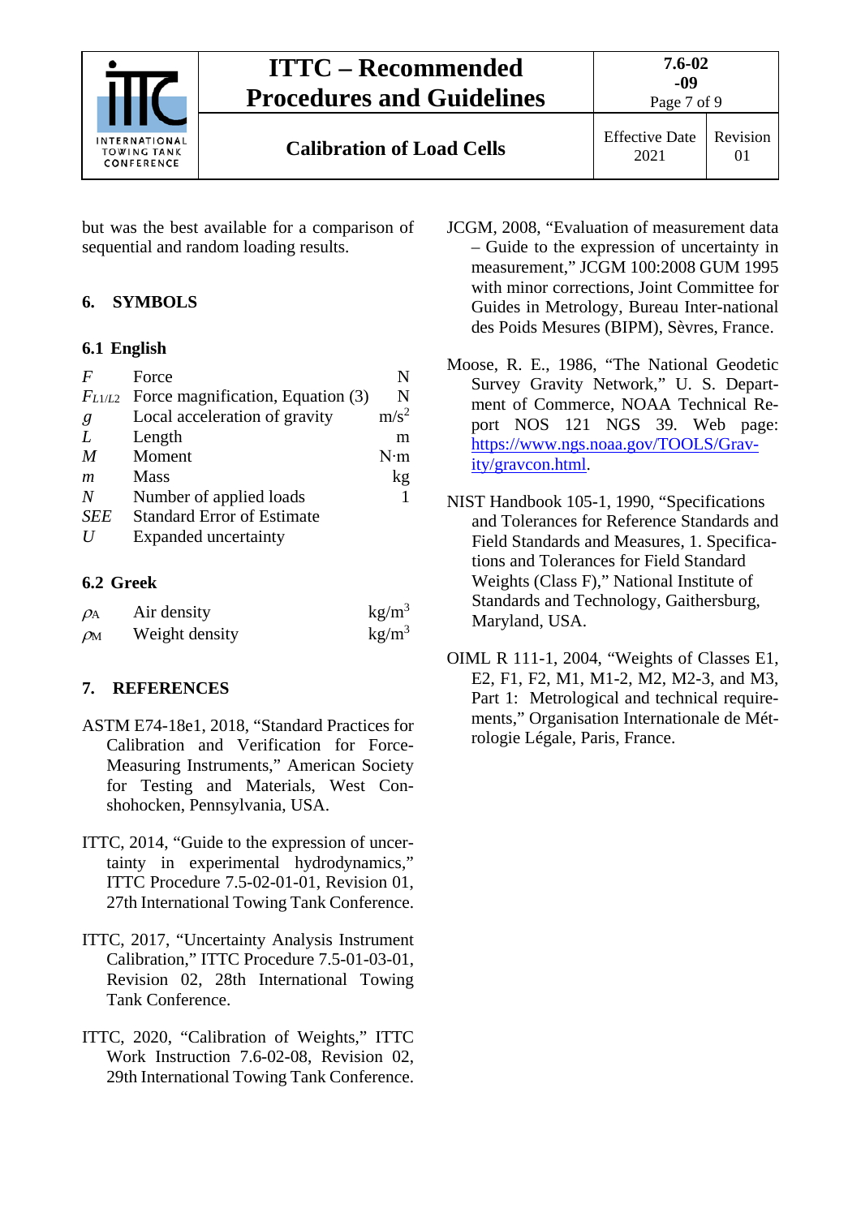but was the best available for a comparison of sequential and random loading results.

## 6. SYMBOLS

### 6.1 English

| | | |
|---|---|---|
| $F$ | Force | N |
| $F_{L1/L2}$ | Force magnification, Equation (3) | N |
| $g$ | Local acceleration of gravity | m/s$^2$ |
| $L$ | Length | m |
| $M$ | Moment | N·m |
| $m$ | Mass | kg |
| $N$ | Number of applied loads | 1 |
| $SEE$ | Standard Error of Estimate | |
| $U$ | Expanded uncertainty | |

### 6.2 Greek

| | | |
|---|---|---|
| $\rho_A$ | Air density | kg/m$^3$ |
| $\rho_M$ | Weight density | kg/m$^3$ |

## 7. REFERENCES

ASTM E74-18e1, 2018, "Standard Practices for Calibration and Verification for Force-Measuring Instruments," American Society for Testing and Materials, West Conshohocken, Pennsylvania, USA.

ITTC, 2014, "Guide to the expression of uncertainty in experimental hydrodynamics," ITTC Procedure 7.5-02-01-01, Revision 01, 27th International Towing Tank Conference.

ITTC, 2017, "Uncertainty Analysis Instrument Calibration," ITTC Procedure 7.5-01-03-01, Revision 02, 28th International Towing Tank Conference.

ITTC, 2020, "Calibration of Weights," ITTC Work Instruction 7.6-02-08, Revision 02, 29th International Towing Tank Conference.

JCGM, 2008, "Evaluation of measurement data – Guide to the expression of uncertainty in measurement," JCGM 100:2008 GUM 1995 with minor corrections, Joint Committee for Guides in Metrology, Bureau Inter-national des Poids Mesures (BIPM), Sèvres, France.

Moose, R. E., 1986, "The National Geodetic Survey Gravity Network," U. S. Department of Commerce, NOAA Technical Report NOS 121 NGS 39. Web page: https://www.ngs.noaa.gov/TOOLS/Gravity/gravcon.html.

NIST Handbook 105-1, 1990, "Specifications and Tolerances for Reference Standards and Field Standards and Measures, 1. Specifications and Tolerances for Field Standard Weights (Class F)," National Institute of Standards and Technology, Gaithersburg, Maryland, USA.

OIML R 111-1, 2004, "Weights of Classes E1, E2, F1, F2, M1, M1-2, M2, M2-3, and M3, Part 1: Metrological and technical requirements," Organisation Internationale de Métrologie Légale, Paris, France.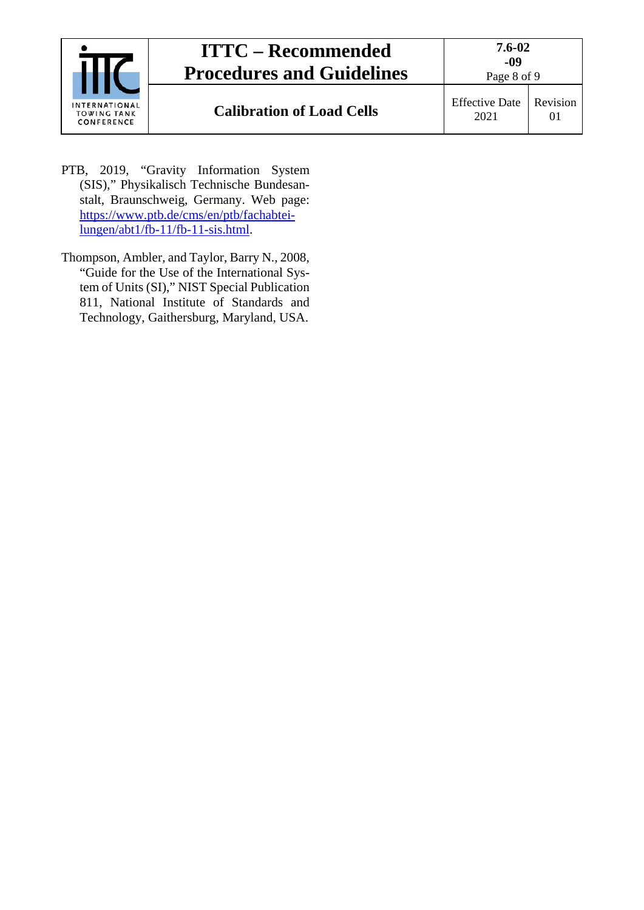PTB, 2019, "Gravity Information System (SIS)," Physikalisch Technische Bundesanstalt, Braunschweig, Germany. Web page: https://www.ptb.de/cms/en/ptb/fachabteilungen/abt1/fb-11/fb-11-sis.html.

Thompson, Ambler, and Taylor, Barry N., 2008, "Guide for the Use of the International System of Units (SI)," NIST Special Publication 811, National Institute of Standards and Technology, Gaithersburg, Maryland, USA.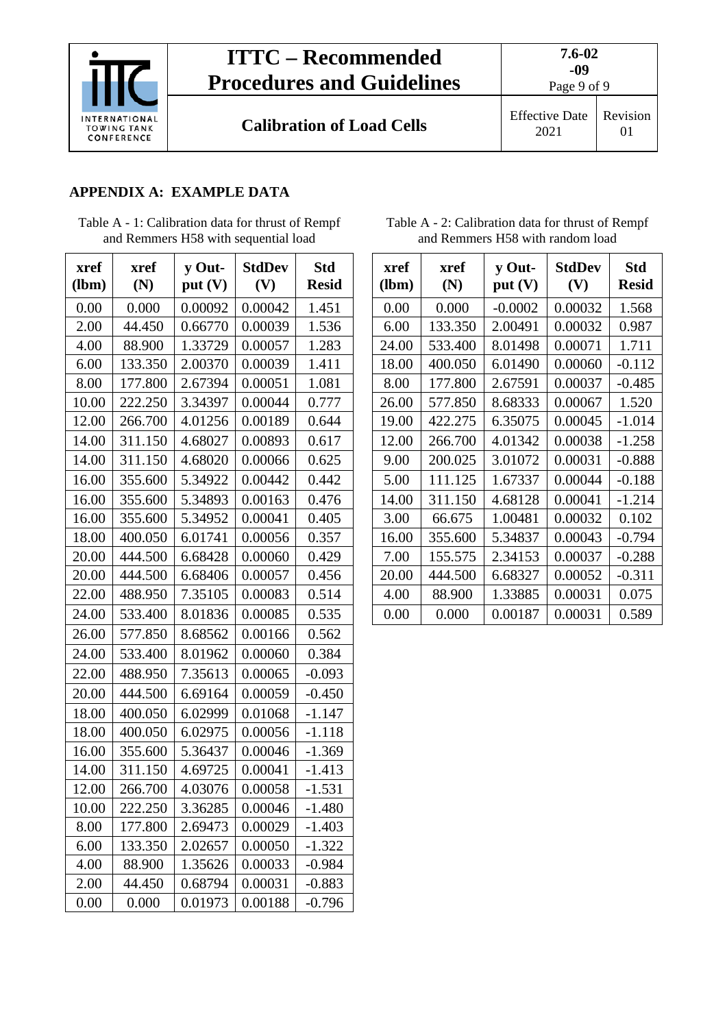## APPENDIX A: EXAMPLE DATA

Table A - 1: Calibration data for thrust of Rempf and Remmers H58 with sequential load

| xref (lbm) | xref (N) | y Output (V) | StdDev (V) | Std Resid |
|---|---|---|---|---|
| 0.00 | 0.000 | 0.00092 | 0.00042 | 1.451 |
| 2.00 | 44.450 | 0.66770 | 0.00039 | 1.536 |
| 4.00 | 88.900 | 1.33729 | 0.00057 | 1.283 |
| 6.00 | 133.350 | 2.00370 | 0.00039 | 1.411 |
| 8.00 | 177.800 | 2.67394 | 0.00051 | 1.081 |
| 10.00 | 222.250 | 3.34397 | 0.00044 | 0.777 |
| 12.00 | 266.700 | 4.01256 | 0.00189 | 0.644 |
| 14.00 | 311.150 | 4.68027 | 0.00893 | 0.617 |
| 14.00 | 311.150 | 4.68020 | 0.00066 | 0.625 |
| 16.00 | 355.600 | 5.34922 | 0.00442 | 0.442 |
| 16.00 | 355.600 | 5.34893 | 0.00163 | 0.476 |
| 16.00 | 355.600 | 5.34952 | 0.00041 | 0.405 |
| 18.00 | 400.050 | 6.01741 | 0.00056 | 0.357 |
| 20.00 | 444.500 | 6.68428 | 0.00060 | 0.429 |
| 20.00 | 444.500 | 6.68406 | 0.00057 | 0.456 |
| 22.00 | 488.950 | 7.35105 | 0.00083 | 0.514 |
| 24.00 | 533.400 | 8.01836 | 0.00085 | 0.535 |
| 26.00 | 577.850 | 8.68562 | 0.00166 | 0.562 |
| 24.00 | 533.400 | 8.01962 | 0.00060 | 0.384 |
| 22.00 | 488.950 | 7.35613 | 0.00065 | -0.093 |
| 20.00 | 444.500 | 6.69164 | 0.00059 | -0.450 |
| 18.00 | 400.050 | 6.02999 | 0.01068 | -1.147 |
| 18.00 | 400.050 | 6.02975 | 0.00056 | -1.118 |
| 16.00 | 355.600 | 5.36437 | 0.00046 | -1.369 |
| 14.00 | 311.150 | 4.69725 | 0.00041 | -1.413 |
| 12.00 | 266.700 | 4.03076 | 0.00058 | -1.531 |
| 10.00 | 222.250 | 3.36285 | 0.00046 | -1.480 |
| 8.00 | 177.800 | 2.69473 | 0.00029 | -1.403 |
| 6.00 | 133.350 | 2.02657 | 0.00050 | -1.322 |
| 4.00 | 88.900 | 1.35626 | 0.00033 | -0.984 |
| 2.00 | 44.450 | 0.68794 | 0.00031 | -0.883 |
| 0.00 | 0.000 | 0.01973 | 0.00188 | -0.796 |

Table A - 2: Calibration data for thrust of Rempf and Remmers H58 with random load

| xref (lbm) | xref (N) | y Output (V) | StdDev (V) | Std Resid |
|---|---|---|---|---|
| 0.00 | 0.000 | -0.0002 | 0.00032 | 1.568 |
| 6.00 | 133.350 | 2.00491 | 0.00032 | 0.987 |
| 24.00 | 533.400 | 8.01498 | 0.00071 | 1.711 |
| 18.00 | 400.050 | 6.01490 | 0.00060 | -0.112 |
| 8.00 | 177.800 | 2.67591 | 0.00037 | -0.485 |
| 26.00 | 577.850 | 8.68333 | 0.00067 | 1.520 |
| 19.00 | 422.275 | 6.35075 | 0.00045 | -1.014 |
| 12.00 | 266.700 | 4.01342 | 0.00038 | -1.258 |
| 9.00 | 200.025 | 3.01072 | 0.00031 | -0.888 |
| 5.00 | 111.125 | 1.67337 | 0.00044 | -0.188 |
| 14.00 | 311.150 | 4.68128 | 0.00041 | -1.214 |
| 3.00 | 66.675 | 1.00481 | 0.00032 | 0.102 |
| 16.00 | 355.600 | 5.34837 | 0.00043 | -0.794 |
| 7.00 | 155.575 | 2.34153 | 0.00037 | -0.288 |
| 20.00 | 444.500 | 6.68327 | 0.00052 | -0.311 |
| 4.00 | 88.900 | 1.33885 | 0.00031 | 0.075 |
| 0.00 | 0.000 | 0.00187 | 0.00031 | 0.589 |